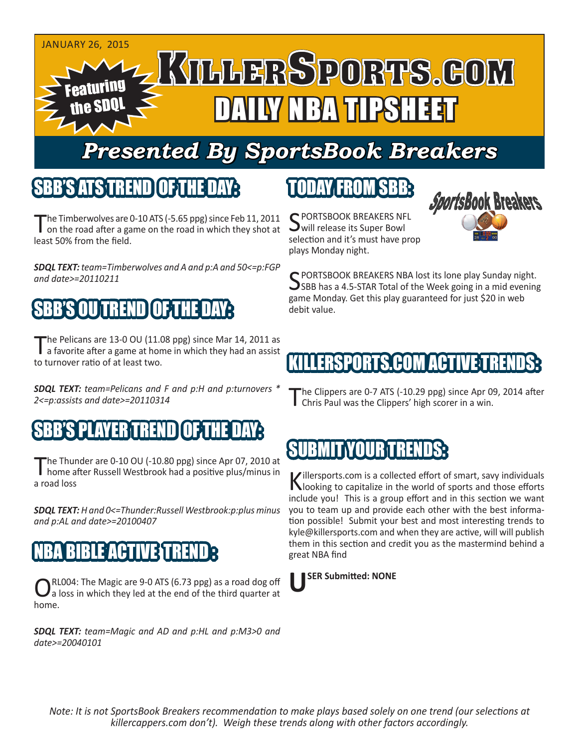JANUARY 26, 2015

# KillerSports.com
## DAILY NBA TIPSHEET

Featuring the SDQL

## Presented By SportsBook Breakers

## SBB'S ATS TREND OF THE DAY:

The Timberwolves are 0-10 ATS (-5.65 ppg) since Feb 11, 2011 on the road after a game on the road in which they shot at least 50% from the field.

***SDQL TEXT:*** *team=Timberwolves and A and p:A and 50<=p:FGP and date>=20110211*

## SBB'S OU TREND OF THE DAY:

The Pelicans are 13-0 OU (11.08 ppg) since Mar 14, 2011 as a favorite after a game at home in which they had an assist to turnover ratio of at least two.

***SDQL TEXT:*** *team=Pelicans and F and p:H and p:turnovers * 2<=p:assists and date>=20110314*

## SBB'S PLAYER TREND OF THE DAY:

The Thunder are 0-10 OU (-10.80 ppg) since Apr 07, 2010 at home after Russell Westbrook had a positive plus/minus in a road loss

***SDQL TEXT:*** *H and 0<=Thunder:Russell Westbrook:p:plus minus and p:AL and date>=20100407*

## NBA BIBLE ACTIVE TREND:

ORL004: The Magic are 9-0 ATS (6.73 ppg) as a road dog off a loss in which they led at the end of the third quarter at home.

***SDQL TEXT:*** *team=Magic and AD and p:HL and p:M3>0 and date>=20040101*

## TODAY FROM SBB:

SportsBook Breakers

SPORTSBOOK BREAKERS NFL will release its Super Bowl selection and it's must have prop plays Monday night.

SPORTSBOOK BREAKERS NBA lost its lone play Sunday night. SBB has a 4.5-STAR Total of the Week going in a mid evening game Monday. Get this play guaranteed for just $20 in web debit value.

## KILLERSPORTS.COM ACTIVE TRENDS:

The Clippers are 0-7 ATS (-10.29 ppg) since Apr 09, 2014 after Chris Paul was the Clippers' high scorer in a win.

## SUBMIT YOUR TRENDS:

Killersports.com is a collected effort of smart, savy individuals looking to capitalize in the world of sports and those efforts include you! This is a group effort and in this section we want you to team up and provide each other with the best information possible! Submit your best and most interesting trends to kyle@killersports.com and when they are active, will will publish them in this section and credit you as the mastermind behind a great NBA find

**USER Submitted: NONE**

*Note: It is not SportsBook Breakers recommendation to make plays based solely on one trend (our selections at killercappers.com don't). Weigh these trends along with other factors accordingly.*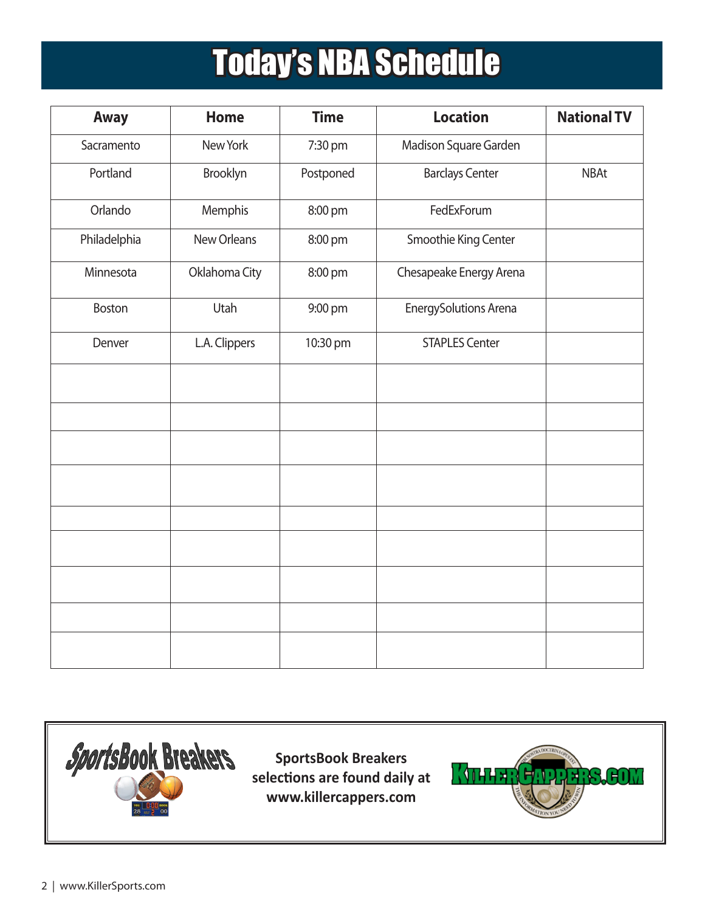# Today's NBA Schedule

| Away | Home | Time | Location | National TV |
|---|---|---|---|---|
| Sacramento | New York | 7:30 pm | Madison Square Garden | |
| Portland | Brooklyn | Postponed | Barclays Center | NBAt |
| Orlando | Memphis | 8:00 pm | FedExForum | |
| Philadelphia | New Orleans | 8:00 pm | Smoothie King Center | |
| Minnesota | Oklahoma City | 8:00 pm | Chesapeake Energy Arena | |
| Boston | Utah | 9:00 pm | EnergySolutions Arena | |
| Denver | L.A. Clippers | 10:30 pm | STAPLES Center | |
| | | | | |
| | | | | |
| | | | | |
| | | | | |
| | | | | |
| | | | | |
| | | | | |
| | | | | |
| | | | | |

SportsBook Breakers

**SportsBook Breakers selections are found daily at www.killercappers.com**

KILLERCAPPERS.COM